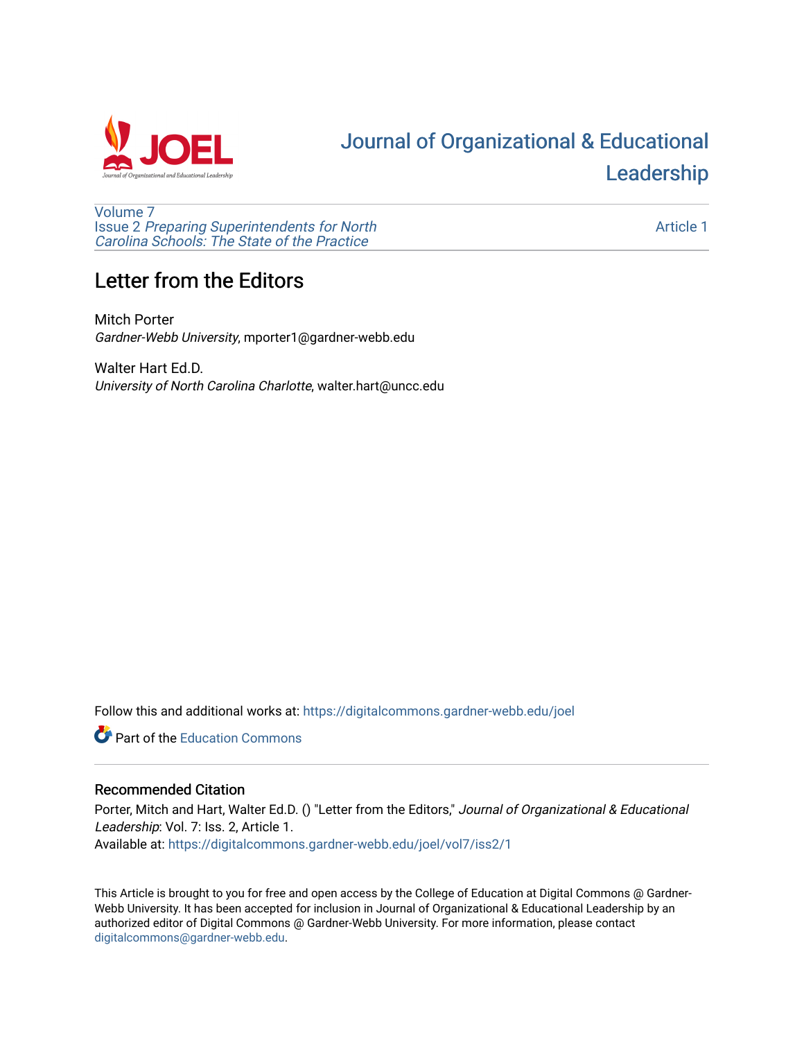# Journal of Organizational & Educational Leadership

Volume 7
Issue 2 *Preparing Superintendents for North Carolina Schools: The State of the Practice*

Article 1

## Letter from the Editors

Mitch Porter
*Gardner-Webb University*, mporter1@gardner-webb.edu

Walter Hart Ed.D.
*University of North Carolina Charlotte*, walter.hart@uncc.edu

Follow this and additional works at: https://digitalcommons.gardner-webb.edu/joel

Part of the Education Commons

### Recommended Citation

Porter, Mitch and Hart, Walter Ed.D. () "Letter from the Editors," *Journal of Organizational & Educational Leadership*: Vol. 7: Iss. 2, Article 1.
Available at: https://digitalcommons.gardner-webb.edu/joel/vol7/iss2/1

This Article is brought to you for free and open access by the College of Education at Digital Commons @ Gardner-Webb University. It has been accepted for inclusion in Journal of Organizational & Educational Leadership by an authorized editor of Digital Commons @ Gardner-Webb University. For more information, please contact digitalcommons@gardner-webb.edu.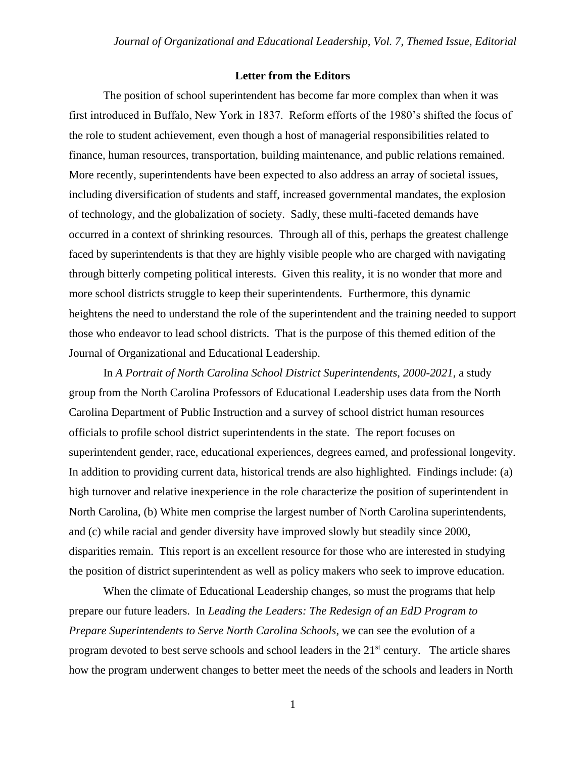**Letter from the Editors**

The position of school superintendent has become far more complex than when it was first introduced in Buffalo, New York in 1837. Reform efforts of the 1980's shifted the focus of the role to student achievement, even though a host of managerial responsibilities related to finance, human resources, transportation, building maintenance, and public relations remained. More recently, superintendents have been expected to also address an array of societal issues, including diversification of students and staff, increased governmental mandates, the explosion of technology, and the globalization of society. Sadly, these multi-faceted demands have occurred in a context of shrinking resources. Through all of this, perhaps the greatest challenge faced by superintendents is that they are highly visible people who are charged with navigating through bitterly competing political interests. Given this reality, it is no wonder that more and more school districts struggle to keep their superintendents. Furthermore, this dynamic heightens the need to understand the role of the superintendent and the training needed to support those who endeavor to lead school districts. That is the purpose of this themed edition of the Journal of Organizational and Educational Leadership.

In *A Portrait of North Carolina School District Superintendents, 2000-2021*, a study group from the North Carolina Professors of Educational Leadership uses data from the North Carolina Department of Public Instruction and a survey of school district human resources officials to profile school district superintendents in the state. The report focuses on superintendent gender, race, educational experiences, degrees earned, and professional longevity. In addition to providing current data, historical trends are also highlighted. Findings include: (a) high turnover and relative inexperience in the role characterize the position of superintendent in North Carolina, (b) White men comprise the largest number of North Carolina superintendents, and (c) while racial and gender diversity have improved slowly but steadily since 2000, disparities remain. This report is an excellent resource for those who are interested in studying the position of district superintendent as well as policy makers who seek to improve education.

When the climate of Educational Leadership changes, so must the programs that help prepare our future leaders. In *Leading the Leaders: The Redesign of an EdD Program to Prepare Superintendents to Serve North Carolina Schools*, we can see the evolution of a program devoted to best serve schools and school leaders in the 21st century. The article shares how the program underwent changes to better meet the needs of the schools and leaders in North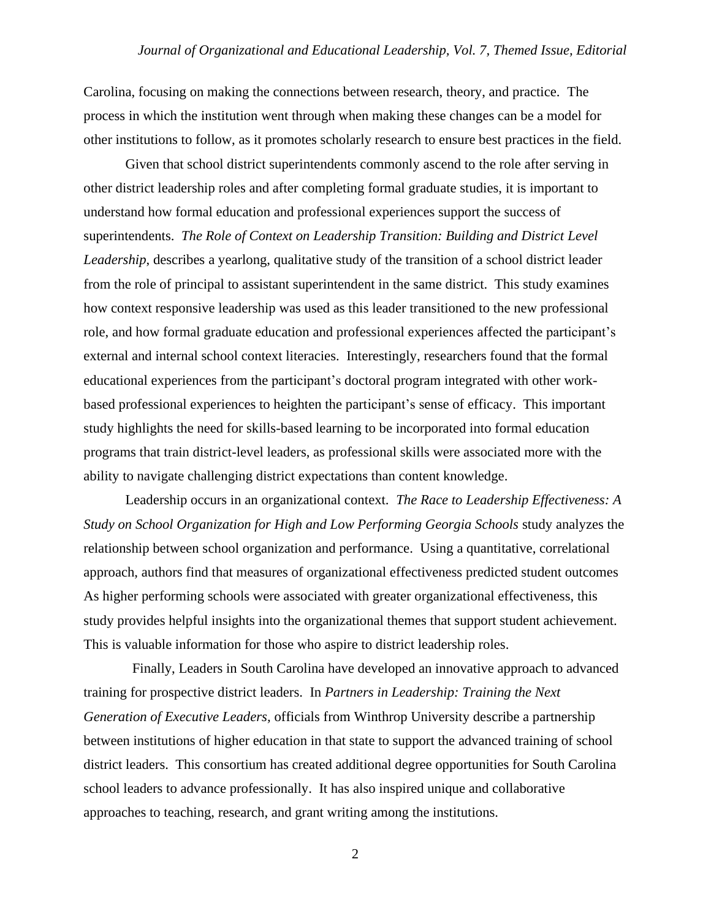Carolina, focusing on making the connections between research, theory, and practice. The process in which the institution went through when making these changes can be a model for other institutions to follow, as it promotes scholarly research to ensure best practices in the field.

Given that school district superintendents commonly ascend to the role after serving in other district leadership roles and after completing formal graduate studies, it is important to understand how formal education and professional experiences support the success of superintendents. *The Role of Context on Leadership Transition: Building and District Level Leadership*, describes a yearlong, qualitative study of the transition of a school district leader from the role of principal to assistant superintendent in the same district. This study examines how context responsive leadership was used as this leader transitioned to the new professional role, and how formal graduate education and professional experiences affected the participant's external and internal school context literacies. Interestingly, researchers found that the formal educational experiences from the participant's doctoral program integrated with other work-based professional experiences to heighten the participant's sense of efficacy. This important study highlights the need for skills-based learning to be incorporated into formal education programs that train district-level leaders, as professional skills were associated more with the ability to navigate challenging district expectations than content knowledge.

Leadership occurs in an organizational context. *The Race to Leadership Effectiveness: A Study on School Organization for High and Low Performing Georgia Schools* study analyzes the relationship between school organization and performance. Using a quantitative, correlational approach, authors find that measures of organizational effectiveness predicted student outcomes As higher performing schools were associated with greater organizational effectiveness, this study provides helpful insights into the organizational themes that support student achievement. This is valuable information for those who aspire to district leadership roles.

Finally, Leaders in South Carolina have developed an innovative approach to advanced training for prospective district leaders. In *Partners in Leadership: Training the Next Generation of Executive Leaders,* officials from Winthrop University describe a partnership between institutions of higher education in that state to support the advanced training of school district leaders. This consortium has created additional degree opportunities for South Carolina school leaders to advance professionally. It has also inspired unique and collaborative approaches to teaching, research, and grant writing among the institutions.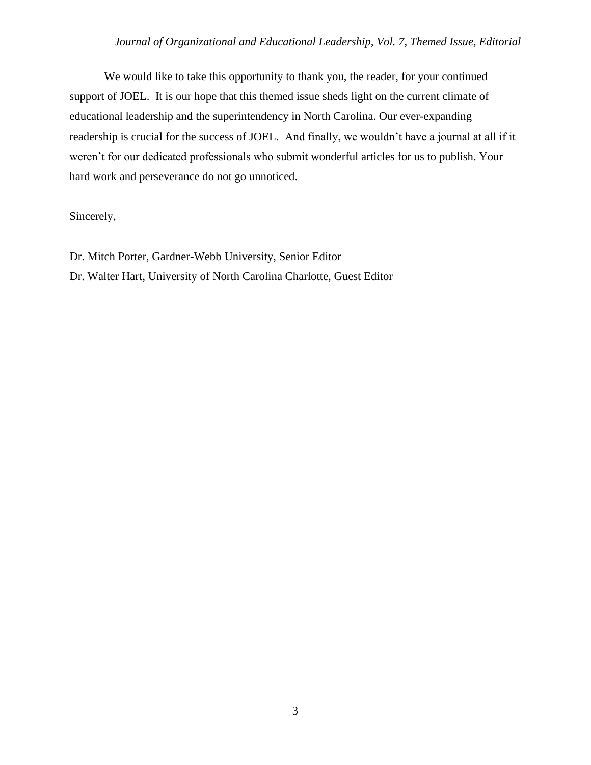We would like to take this opportunity to thank you, the reader, for your continued support of JOEL. It is our hope that this themed issue sheds light on the current climate of educational leadership and the superintendency in North Carolina. Our ever-expanding readership is crucial for the success of JOEL. And finally, we wouldn't have a journal at all if it weren't for our dedicated professionals who submit wonderful articles for us to publish. Your hard work and perseverance do not go unnoticed.

Sincerely,

Dr. Mitch Porter, Gardner-Webb University, Senior Editor
Dr. Walter Hart, University of North Carolina Charlotte, Guest Editor